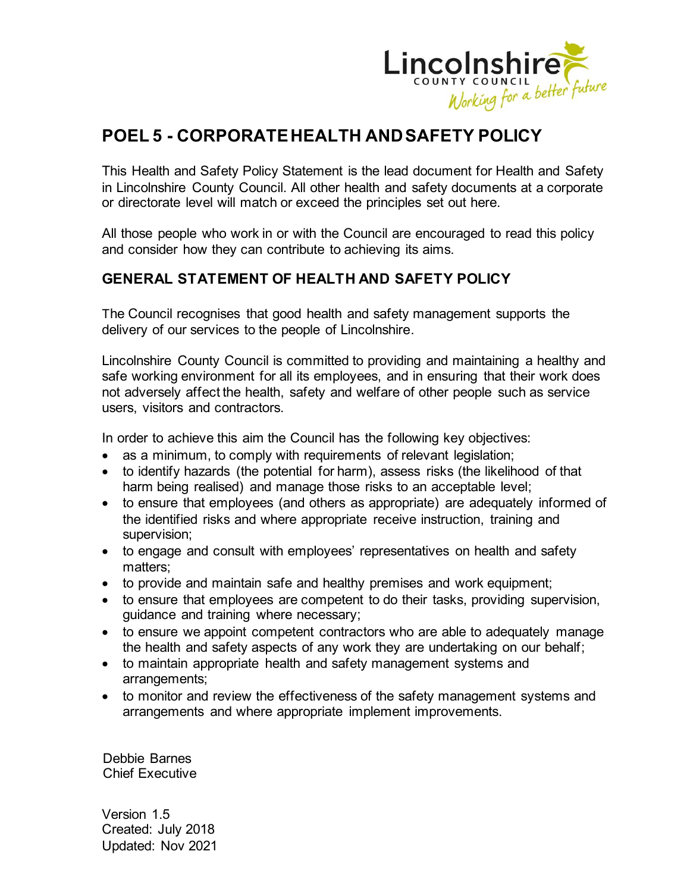# POEL 5 - CORPORATE HEALTH AND SAFETY POLICY

This Health and Safety Policy Statement is the lead document for Health and Safety in Lincolnshire County Council. All other health and safety documents at a corporate or directorate level will match or exceed the principles set out here.

All those people who work in or with the Council are encouraged to read this policy and consider how they can contribute to achieving its aims.

## GENERAL STATEMENT OF HEALTH AND SAFETY POLICY

The Council recognises that good health and safety management supports the delivery of our services to the people of Lincolnshire.

Lincolnshire County Council is committed to providing and maintaining a healthy and safe working environment for all its employees, and in ensuring that their work does not adversely affect the health, safety and welfare of other people such as service users, visitors and contractors.

In order to achieve this aim the Council has the following key objectives:

- as a minimum, to comply with requirements of relevant legislation;
- to identify hazards (the potential for harm), assess risks (the likelihood of that harm being realised) and manage those risks to an acceptable level;
- to ensure that employees (and others as appropriate) are adequately informed of the identified risks and where appropriate receive instruction, training and supervision;
- to engage and consult with employees' representatives on health and safety matters;
- to provide and maintain safe and healthy premises and work equipment;
- to ensure that employees are competent to do their tasks, providing supervision, guidance and training where necessary;
- to ensure we appoint competent contractors who are able to adequately manage the health and safety aspects of any work they are undertaking on our behalf;
- to maintain appropriate health and safety management systems and arrangements;
- to monitor and review the effectiveness of the safety management systems and arrangements and where appropriate implement improvements.

Debbie Barnes
Chief Executive

Version 1.5
Created: July 2018
Updated: Nov 2021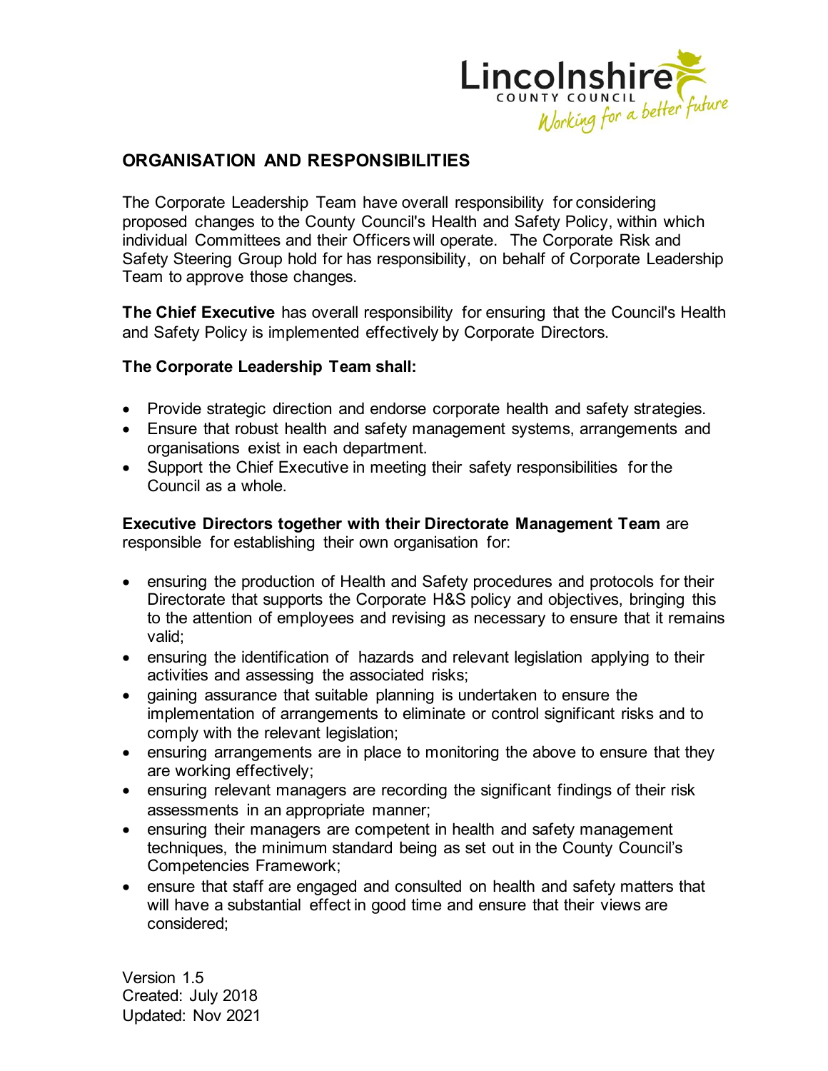## ORGANISATION AND RESPONSIBILITIES

The Corporate Leadership Team have overall responsibility for considering proposed changes to the County Council's Health and Safety Policy, within which individual Committees and their Officers will operate. The Corporate Risk and Safety Steering Group hold for has responsibility, on behalf of Corporate Leadership Team to approve those changes.

**The Chief Executive** has overall responsibility for ensuring that the Council's Health and Safety Policy is implemented effectively by Corporate Directors.

**The Corporate Leadership Team shall:**

- Provide strategic direction and endorse corporate health and safety strategies.
- Ensure that robust health and safety management systems, arrangements and organisations exist in each department.
- Support the Chief Executive in meeting their safety responsibilities for the Council as a whole.

**Executive Directors together with their Directorate Management Team** are responsible for establishing their own organisation for:

- ensuring the production of Health and Safety procedures and protocols for their Directorate that supports the Corporate H&S policy and objectives, bringing this to the attention of employees and revising as necessary to ensure that it remains valid;
- ensuring the identification of hazards and relevant legislation applying to their activities and assessing the associated risks;
- gaining assurance that suitable planning is undertaken to ensure the implementation of arrangements to eliminate or control significant risks and to comply with the relevant legislation;
- ensuring arrangements are in place to monitoring the above to ensure that they are working effectively;
- ensuring relevant managers are recording the significant findings of their risk assessments in an appropriate manner;
- ensuring their managers are competent in health and safety management techniques, the minimum standard being as set out in the County Council's Competencies Framework;
- ensure that staff are engaged and consulted on health and safety matters that will have a substantial effect in good time and ensure that their views are considered;

Version 1.5
Created: July 2018
Updated: Nov 2021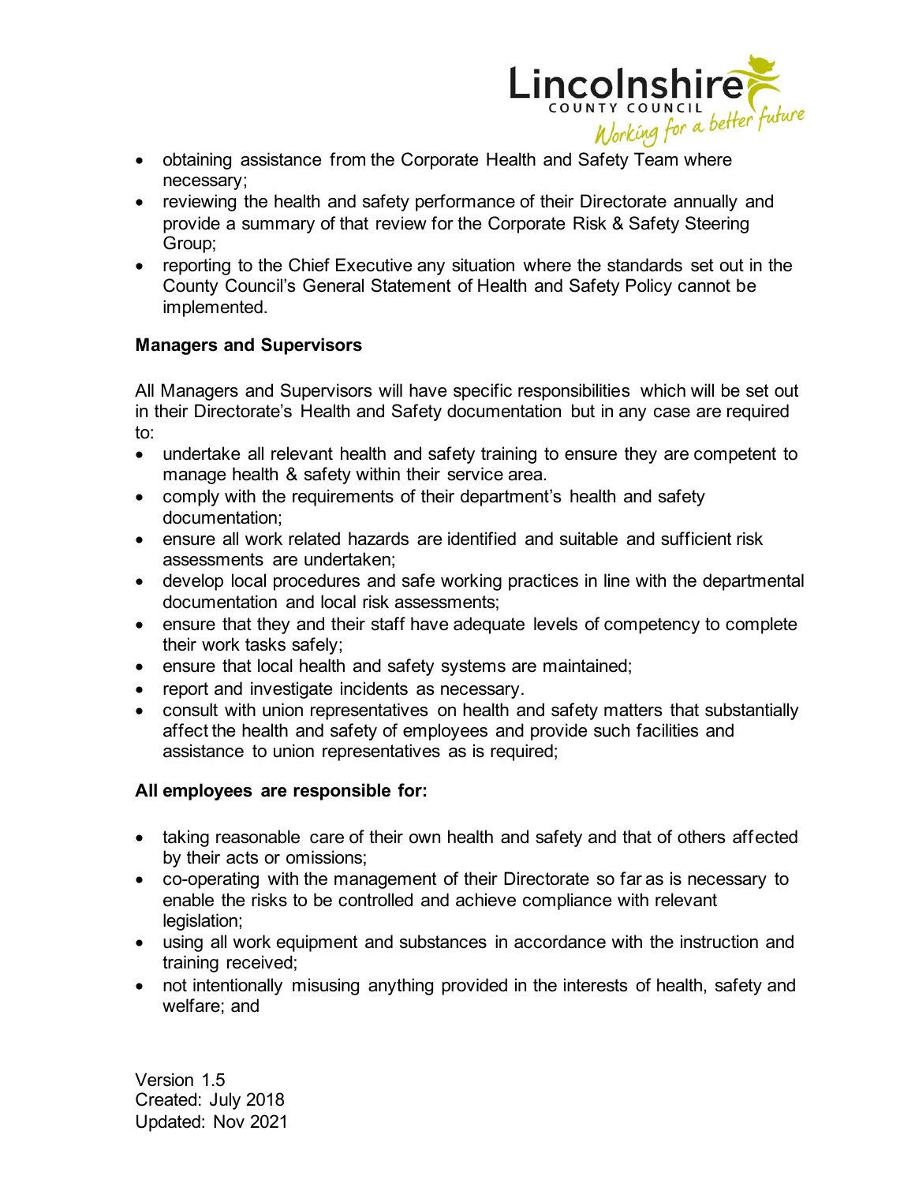- obtaining assistance from the Corporate Health and Safety Team where necessary;
- reviewing the health and safety performance of their Directorate annually and provide a summary of that review for the Corporate Risk & Safety Steering Group;
- reporting to the Chief Executive any situation where the standards set out in the County Council's General Statement of Health and Safety Policy cannot be implemented.

**Managers and Supervisors**

All Managers and Supervisors will have specific responsibilities which will be set out in their Directorate's Health and Safety documentation but in any case are required to:

- undertake all relevant health and safety training to ensure they are competent to manage health & safety within their service area.
- comply with the requirements of their department's health and safety documentation;
- ensure all work related hazards are identified and suitable and sufficient risk assessments are undertaken;
- develop local procedures and safe working practices in line with the departmental documentation and local risk assessments;
- ensure that they and their staff have adequate levels of competency to complete their work tasks safely;
- ensure that local health and safety systems are maintained;
- report and investigate incidents as necessary.
- consult with union representatives on health and safety matters that substantially affect the health and safety of employees and provide such facilities and assistance to union representatives as is required;

**All employees are responsible for:**

- taking reasonable care of their own health and safety and that of others affected by their acts or omissions;
- co-operating with the management of their Directorate so far as is necessary to enable the risks to be controlled and achieve compliance with relevant legislation;
- using all work equipment and substances in accordance with the instruction and training received;
- not intentionally misusing anything provided in the interests of health, safety and welfare; and

Version 1.5
Created: July 2018
Updated: Nov 2021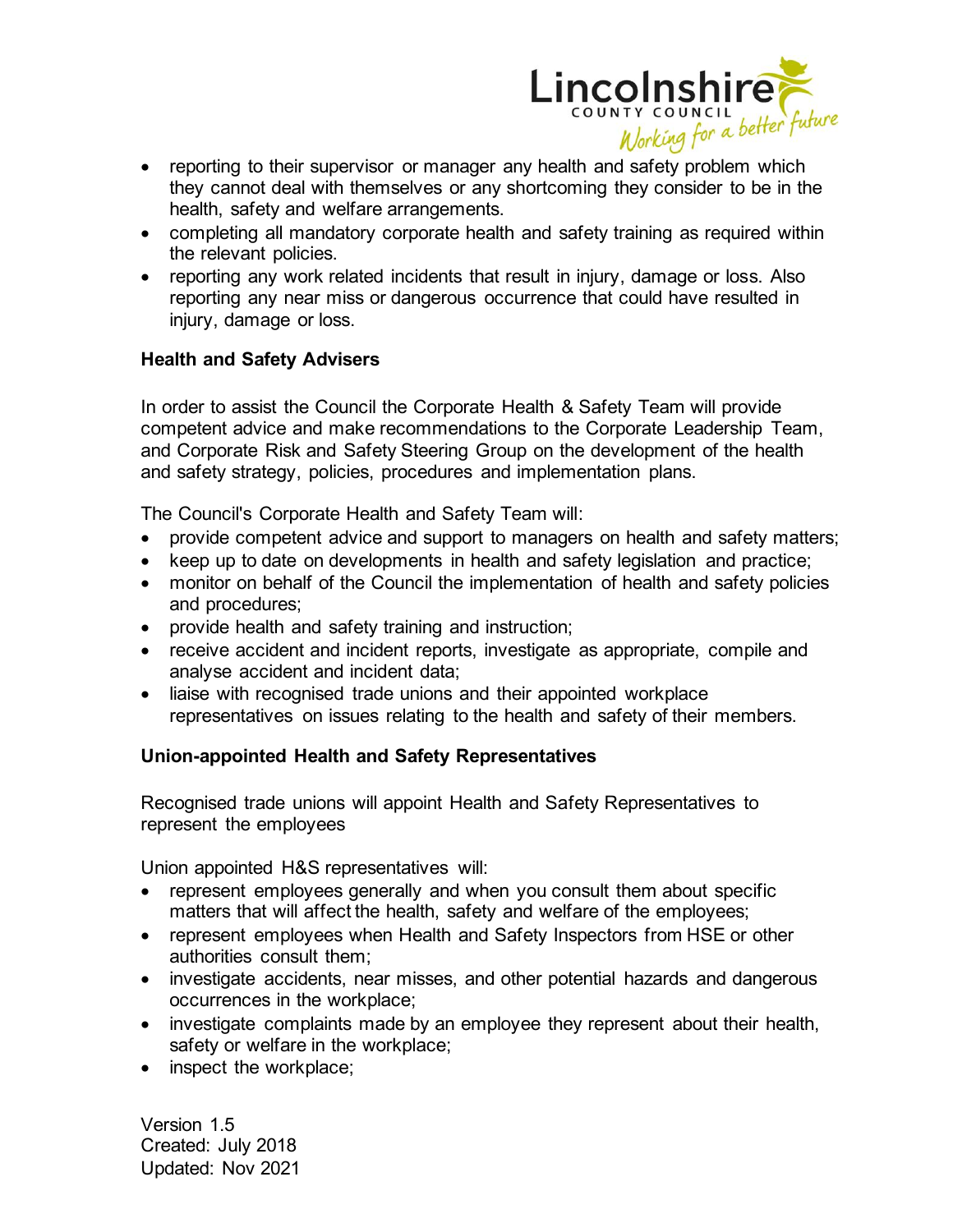- reporting to their supervisor or manager any health and safety problem which they cannot deal with themselves or any shortcoming they consider to be in the health, safety and welfare arrangements.
- completing all mandatory corporate health and safety training as required within the relevant policies.
- reporting any work related incidents that result in injury, damage or loss. Also reporting any near miss or dangerous occurrence that could have resulted in injury, damage or loss.

**Health and Safety Advisers**

In order to assist the Council the Corporate Health & Safety Team will provide competent advice and make recommendations to the Corporate Leadership Team, and Corporate Risk and Safety Steering Group on the development of the health and safety strategy, policies, procedures and implementation plans.

The Council's Corporate Health and Safety Team will:

- provide competent advice and support to managers on health and safety matters;
- keep up to date on developments in health and safety legislation and practice;
- monitor on behalf of the Council the implementation of health and safety policies and procedures;
- provide health and safety training and instruction;
- receive accident and incident reports, investigate as appropriate, compile and analyse accident and incident data;
- liaise with recognised trade unions and their appointed workplace representatives on issues relating to the health and safety of their members.

**Union-appointed Health and Safety Representatives**

Recognised trade unions will appoint Health and Safety Representatives to represent the employees

Union appointed H&S representatives will:

- represent employees generally and when you consult them about specific matters that will affect the health, safety and welfare of the employees;
- represent employees when Health and Safety Inspectors from HSE or other authorities consult them;
- investigate accidents, near misses, and other potential hazards and dangerous occurrences in the workplace;
- investigate complaints made by an employee they represent about their health, safety or welfare in the workplace;
- inspect the workplace;

Version 1.5
Created: July 2018
Updated: Nov 2021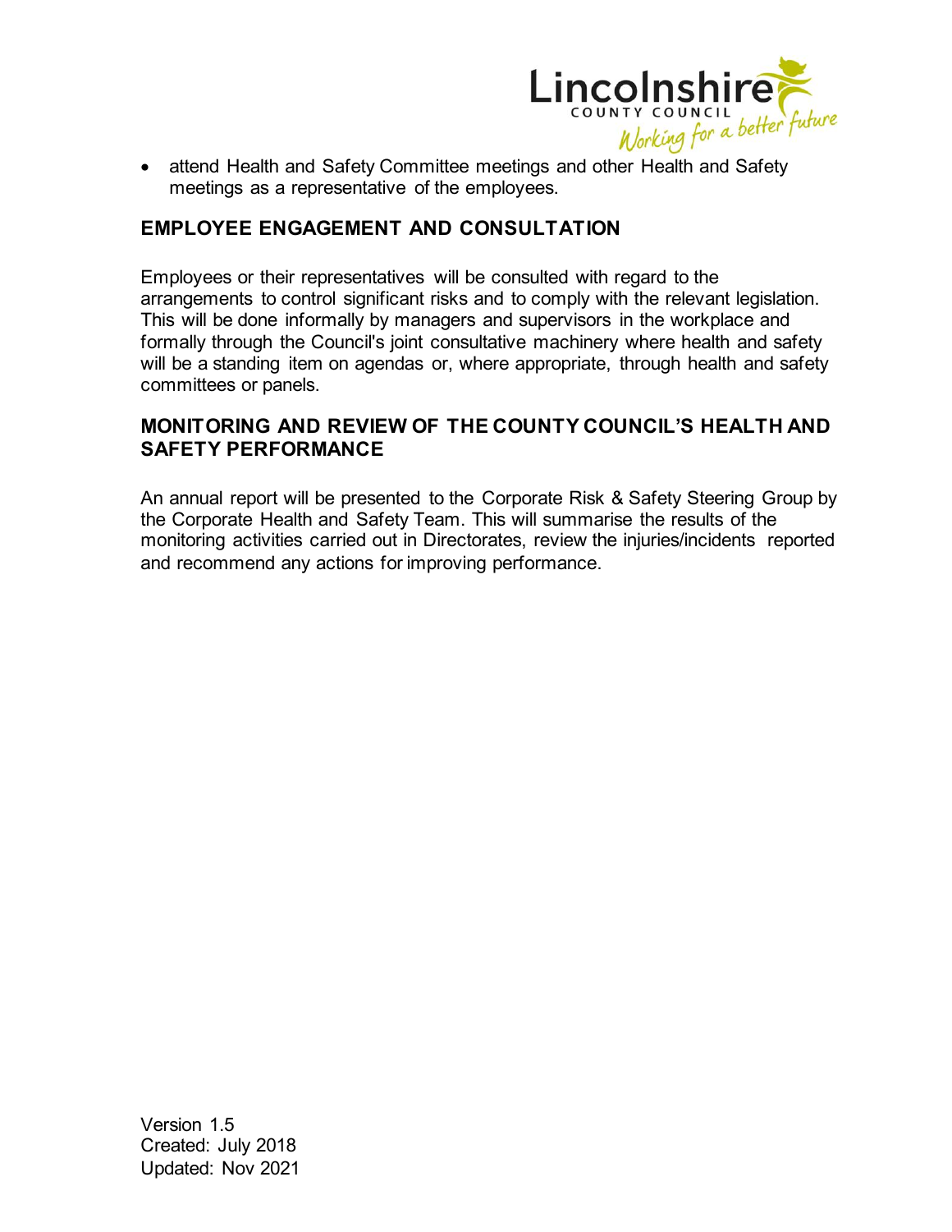- attend Health and Safety Committee meetings and other Health and Safety meetings as a representative of the employees.

## EMPLOYEE ENGAGEMENT AND CONSULTATION

Employees or their representatives will be consulted with regard to the arrangements to control significant risks and to comply with the relevant legislation. This will be done informally by managers and supervisors in the workplace and formally through the Council's joint consultative machinery where health and safety will be a standing item on agendas or, where appropriate, through health and safety committees or panels.

## MONITORING AND REVIEW OF THE COUNTY COUNCIL'S HEALTH AND SAFETY PERFORMANCE

An annual report will be presented to the Corporate Risk & Safety Steering Group by the Corporate Health and Safety Team. This will summarise the results of the monitoring activities carried out in Directorates, review the injuries/incidents reported and recommend any actions for improving performance.

Version 1.5
Created: July 2018
Updated: Nov 2021